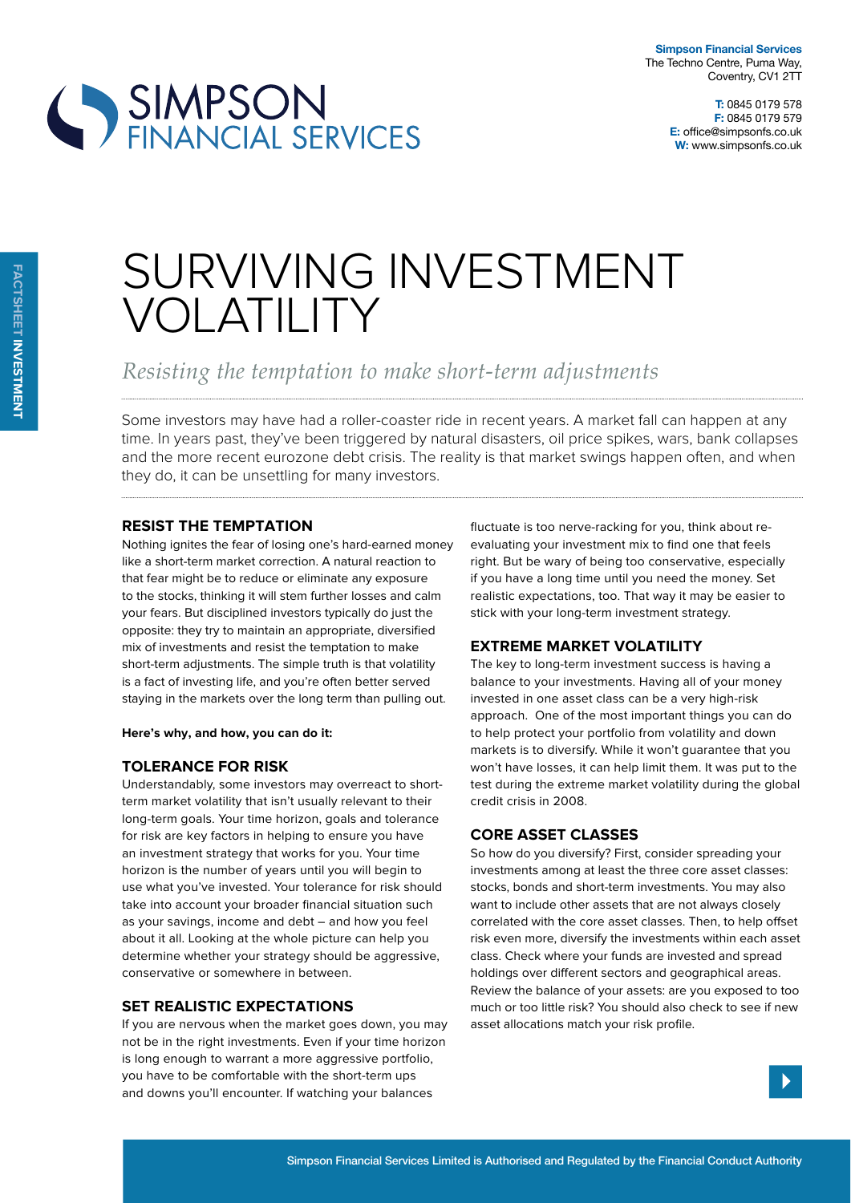**Simpson Financial Services**
The Techno Centre, Puma Way,
Coventry, CV1 2TT

**T:** 0845 0179 578
**F:** 0845 0179 579
**E:** office@simpsonfs.co.uk
**W:** www.simpsonfs.co.uk

FACTSHEET **INVESTMENT**

# SURVIVING INVESTMENT VOLATILITY

*Resisting the temptation to make short-term adjustments*

Some investors may have had a roller-coaster ride in recent years. A market fall can happen at any time. In years past, they've been triggered by natural disasters, oil price spikes, wars, bank collapses and the more recent eurozone debt crisis. The reality is that market swings happen often, and when they do, it can be unsettling for many investors.

## RESIST THE TEMPTATION

Nothing ignites the fear of losing one's hard-earned money like a short-term market correction. A natural reaction to that fear might be to reduce or eliminate any exposure to the stocks, thinking it will stem further losses and calm your fears. But disciplined investors typically do just the opposite: they try to maintain an appropriate, diversified mix of investments and resist the temptation to make short-term adjustments. The simple truth is that volatility is a fact of investing life, and you're often better served staying in the markets over the long term than pulling out.

**Here's why, and how, you can do it:**

## TOLERANCE FOR RISK

Understandably, some investors may overreact to short-term market volatility that isn't usually relevant to their long-term goals. Your time horizon, goals and tolerance for risk are key factors in helping to ensure you have an investment strategy that works for you. Your time horizon is the number of years until you will begin to use what you've invested. Your tolerance for risk should take into account your broader financial situation such as your savings, income and debt – and how you feel about it all. Looking at the whole picture can help you determine whether your strategy should be aggressive, conservative or somewhere in between.

## SET REALISTIC EXPECTATIONS

If you are nervous when the market goes down, you may not be in the right investments. Even if your time horizon is long enough to warrant a more aggressive portfolio, you have to be comfortable with the short-term ups and downs you'll encounter. If watching your balances fluctuate is too nerve-racking for you, think about re-evaluating your investment mix to find one that feels right. But be wary of being too conservative, especially if you have a long time until you need the money. Set realistic expectations, too. That way it may be easier to stick with your long-term investment strategy.

## EXTREME MARKET VOLATILITY

The key to long-term investment success is having a balance to your investments. Having all of your money invested in one asset class can be a very high-risk approach. One of the most important things you can do to help protect your portfolio from volatility and down markets is to diversify. While it won't guarantee that you won't have losses, it can help limit them. It was put to the test during the extreme market volatility during the global credit crisis in 2008.

## CORE ASSET CLASSES

So how do you diversify? First, consider spreading your investments among at least the three core asset classes: stocks, bonds and short-term investments. You may also want to include other assets that are not always closely correlated with the core asset classes. Then, to help offset risk even more, diversify the investments within each asset class. Check where your funds are invested and spread holdings over different sectors and geographical areas. Review the balance of your assets: are you exposed to too much or too little risk? You should also check to see if new asset allocations match your risk profile.

Simpson Financial Services Limited is Authorised and Regulated by the Financial Conduct Authority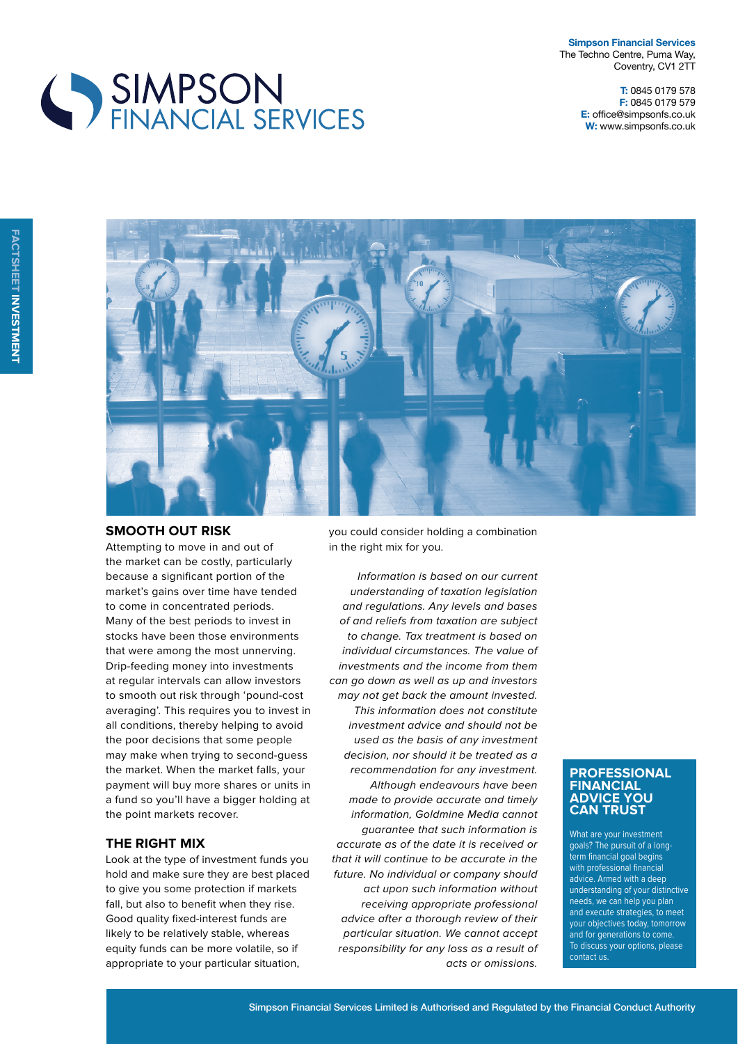**Simpson Financial Services**
The Techno Centre, Puma Way,
Coventry, CV1 2TT

**T:** 0845 0179 578
**F:** 0845 0179 579
**E:** office@simpsonfs.co.uk
**W:** www.simpsonfs.co.uk

## SMOOTH OUT RISK

Attempting to move in and out of the market can be costly, particularly because a significant portion of the market's gains over time have tended to come in concentrated periods. Many of the best periods to invest in stocks have been those environments that were among the most unnerving. Drip-feeding money into investments at regular intervals can allow investors to smooth out risk through 'pound-cost averaging'. This requires you to invest in all conditions, thereby helping to avoid the poor decisions that some people may make when trying to second-guess the market. When the market falls, your payment will buy more shares or units in a fund so you'll have a bigger holding at the point markets recover.

## THE RIGHT MIX

Look at the type of investment funds you hold and make sure they are best placed to give you some protection if markets fall, but also to benefit when they rise. Good quality fixed-interest funds are likely to be relatively stable, whereas equity funds can be more volatile, so if appropriate to your particular situation, you could consider holding a combination in the right mix for you.

*Information is based on our current understanding of taxation legislation and regulations. Any levels and bases of and reliefs from taxation are subject to change. Tax treatment is based on individual circumstances. The value of investments and the income from them can go down as well as up and investors may not get back the amount invested. This information does not constitute investment advice and should not be used as the basis of any investment decision, nor should it be treated as a recommendation for any investment. Although endeavours have been made to provide accurate and timely information, Goldmine Media cannot guarantee that such information is accurate as of the date it is received or that it will continue to be accurate in the future. No individual or company should act upon such information without receiving appropriate professional advice after a thorough review of their particular situation. We cannot accept responsibility for any loss as a result of acts or omissions.*

## PROFESSIONAL FINANCIAL ADVICE YOU CAN TRUST

What are your investment goals? The pursuit of a long-term financial goal begins with professional financial advice. Armed with a deep understanding of your distinctive needs, we can help you plan and execute strategies, to meet your objectives today, tomorrow and for generations to come. To discuss your options, please contact us.

Simpson Financial Services Limited is Authorised and Regulated by the Financial Conduct Authority